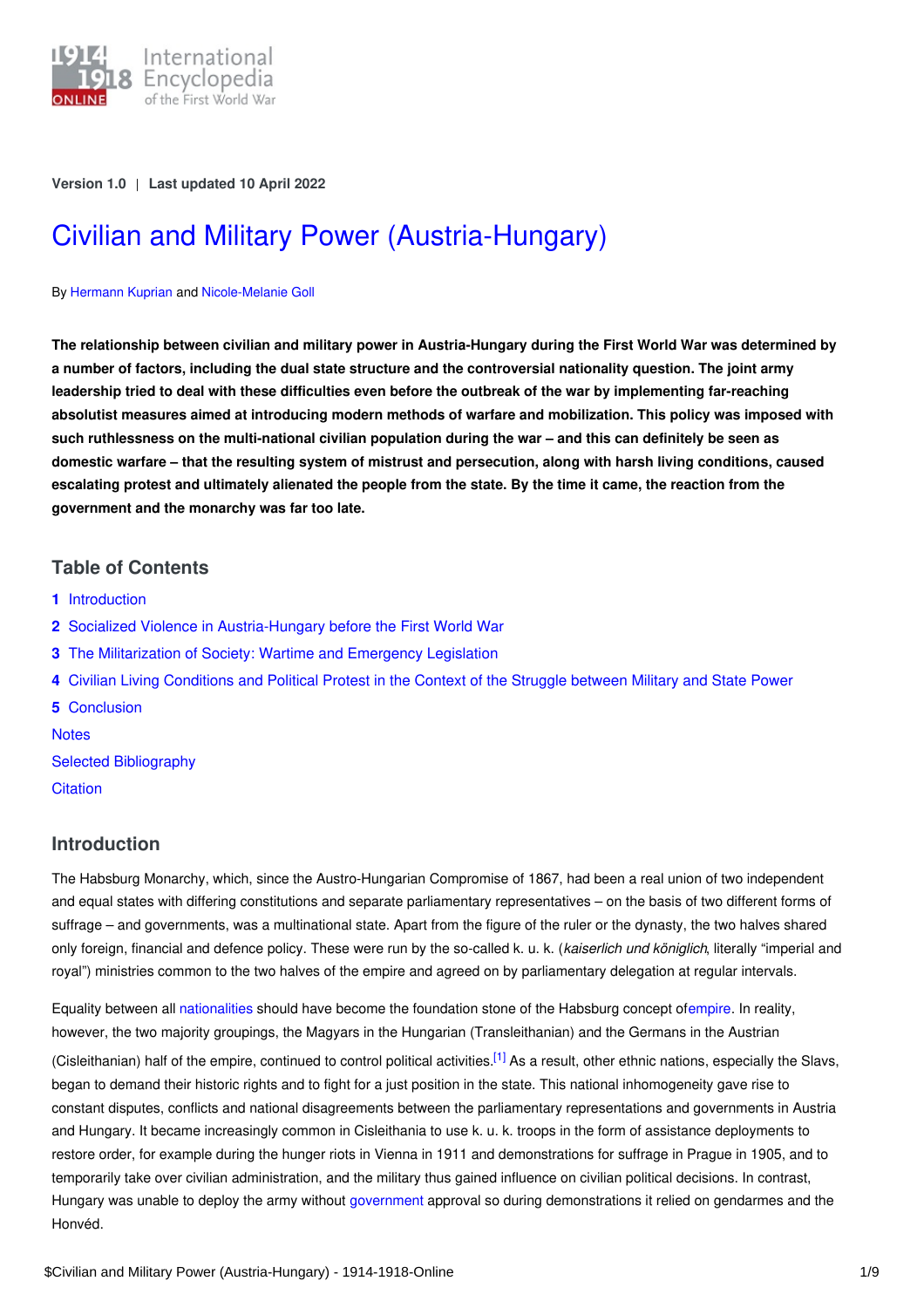Version 1.0 | Last updated 10 April 2022

# Civilian and Military Power (Austria-Hungary)

By Hermann Kuprian and Nicole-Melanie Goll

**The relationship between civilian and military power in Austria-Hungary during the First World War was determined by a number of factors, including the dual state structure and the controversial nationality question. The joint army leadership tried to deal with these difficulties even before the outbreak of the war by implementing far-reaching absolutist measures aimed at introducing modern methods of warfare and mobilization. This policy was imposed with such ruthlessness on the multi-national civilian population during the war – and this can definitely be seen as domestic warfare – that the resulting system of mistrust and persecution, along with harsh living conditions, caused escalating protest and ultimately alienated the people from the state. By the time it came, the reaction from the government and the monarchy was far too late.**

## Table of Contents

1 Introduction
2 Socialized Violence in Austria-Hungary before the First World War
3 The Militarization of Society: Wartime and Emergency Legislation
4 Civilian Living Conditions and Political Protest in the Context of the Struggle between Military and State Power
5 Conclusion
Notes
Selected Bibliography
Citation

## Introduction

The Habsburg Monarchy, which, since the Austro-Hungarian Compromise of 1867, had been a real union of two independent and equal states with differing constitutions and separate parliamentary representatives – on the basis of two different forms of suffrage – and governments, was a multinational state. Apart from the figure of the ruler or the dynasty, the two halves shared only foreign, financial and defence policy. These were run by the so-called k. u. k. (*kaiserlich und königlich*, literally "imperial and royal") ministries common to the two halves of the empire and agreed on by parliamentary delegation at regular intervals.

Equality between all nationalities should have become the foundation stone of the Habsburg concept ofempire. In reality, however, the two majority groupings, the Magyars in the Hungarian (Transleithanian) and the Germans in the Austrian (Cisleithanian) half of the empire, continued to control political activities.[1] As a result, other ethnic nations, especially the Slavs, began to demand their historic rights and to fight for a just position in the state. This national inhomogeneity gave rise to constant disputes, conflicts and national disagreements between the parliamentary representations and governments in Austria and Hungary. It became increasingly common in Cisleithania to use k. u. k. troops in the form of assistance deployments to restore order, for example during the hunger riots in Vienna in 1911 and demonstrations for suffrage in Prague in 1905, and to temporarily take over civilian administration, and the military thus gained influence on civilian political decisions. In contrast, Hungary was unable to deploy the army without government approval so during demonstrations it relied on gendarmes and the Honvéd.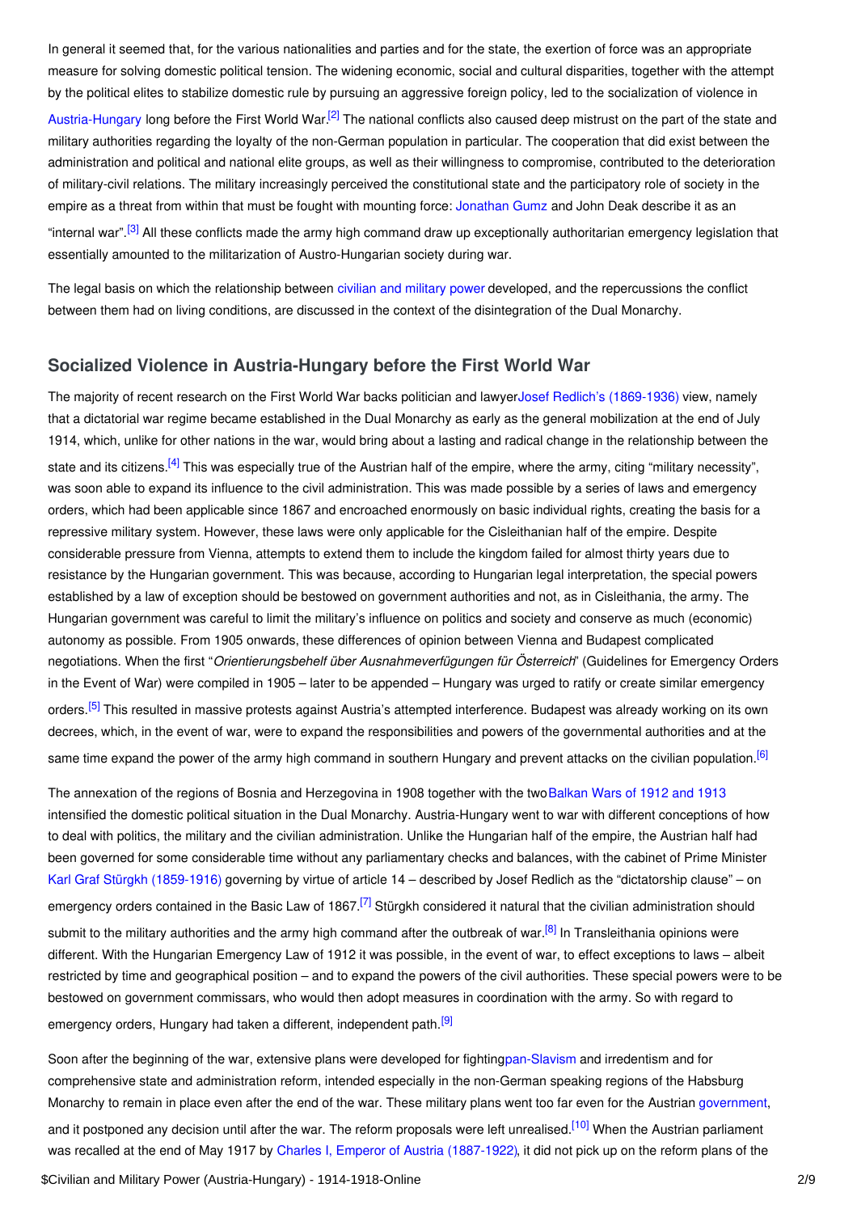In general it seemed that, for the various nationalities and parties and for the state, the exertion of force was an appropriate measure for solving domestic political tension. The widening economic, social and cultural disparities, together with the attempt by the political elites to stabilize domestic rule by pursuing an aggressive foreign policy, led to the socialization of violence in Austria-Hungary long before the First World War.[2] The national conflicts also caused deep mistrust on the part of the state and military authorities regarding the loyalty of the non-German population in particular. The cooperation that did exist between the administration and political and national elite groups, as well as their willingness to compromise, contributed to the deterioration of military-civil relations. The military increasingly perceived the constitutional state and the participatory role of society in the empire as a threat from within that must be fought with mounting force: Jonathan Gumz and John Deak describe it as an "internal war".[3] All these conflicts made the army high command draw up exceptionally authoritarian emergency legislation that essentially amounted to the militarization of Austro-Hungarian society during war.

The legal basis on which the relationship between civilian and military power developed, and the repercussions the conflict between them had on living conditions, are discussed in the context of the disintegration of the Dual Monarchy.

## Socialized Violence in Austria-Hungary before the First World War

The majority of recent research on the First World War backs politician and lawyer Josef Redlich's (1869-1936) view, namely that a dictatorial war regime became established in the Dual Monarchy as early as the general mobilization at the end of July 1914, which, unlike for other nations in the war, would bring about a lasting and radical change in the relationship between the state and its citizens.[4] This was especially true of the Austrian half of the empire, where the army, citing "military necessity", was soon able to expand its influence to the civil administration. This was made possible by a series of laws and emergency orders, which had been applicable since 1867 and encroached enormously on basic individual rights, creating the basis for a repressive military system. However, these laws were only applicable for the Cisleithanian half of the empire. Despite considerable pressure from Vienna, attempts to extend them to include the kingdom failed for almost thirty years due to resistance by the Hungarian government. This was because, according to Hungarian legal interpretation, the special powers established by a law of exception should be bestowed on government authorities and not, as in Cisleithania, the army. The Hungarian government was careful to limit the military's influence on politics and society and conserve as much (economic) autonomy as possible. From 1905 onwards, these differences of opinion between Vienna and Budapest complicated negotiations. When the first "*Orientierungsbehelf über Ausnahmeverfügungen für Österreich*" (Guidelines for Emergency Orders in the Event of War) were compiled in 1905 – later to be appended – Hungary was urged to ratify or create similar emergency orders.[5] This resulted in massive protests against Austria's attempted interference. Budapest was already working on its own decrees, which, in the event of war, were to expand the responsibilities and powers of the governmental authorities and at the same time expand the power of the army high command in southern Hungary and prevent attacks on the civilian population.[6]

The annexation of the regions of Bosnia and Herzegovina in 1908 together with the two Balkan Wars of 1912 and 1913 intensified the domestic political situation in the Dual Monarchy. Austria-Hungary went to war with different conceptions of how to deal with politics, the military and the civilian administration. Unlike the Hungarian half of the empire, the Austrian half had been governed for some considerable time without any parliamentary checks and balances, with the cabinet of Prime Minister Karl Graf Stürgkh (1859-1916) governing by virtue of article 14 – described by Josef Redlich as the "dictatorship clause" – on emergency orders contained in the Basic Law of 1867.[7] Stürgkh considered it natural that the civilian administration should submit to the military authorities and the army high command after the outbreak of war.[8] In Transleithania opinions were different. With the Hungarian Emergency Law of 1912 it was possible, in the event of war, to effect exceptions to laws – albeit restricted by time and geographical position – and to expand the powers of the civil authorities. These special powers were to be bestowed on government commissars, who would then adopt measures in coordination with the army. So with regard to emergency orders, Hungary had taken a different, independent path.[9]

Soon after the beginning of the war, extensive plans were developed for fighting pan-Slavism and irredentism and for comprehensive state and administration reform, intended especially in the non-German speaking regions of the Habsburg Monarchy to remain in place even after the end of the war. These military plans went too far even for the Austrian government, and it postponed any decision until after the war. The reform proposals were left unrealised.[10] When the Austrian parliament was recalled at the end of May 1917 by Charles I, Emperor of Austria (1887-1922), it did not pick up on the reform plans of the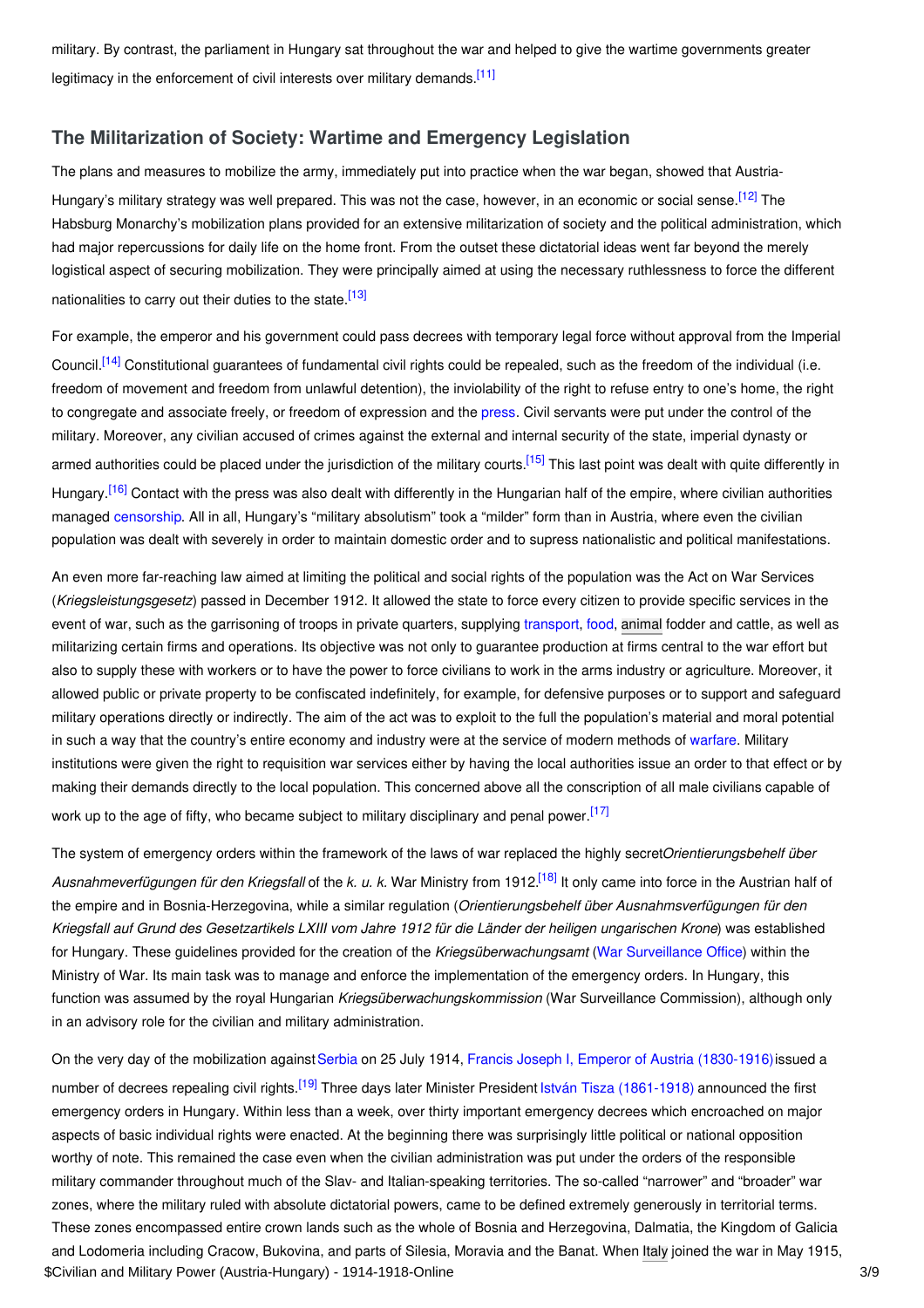military. By contrast, the parliament in Hungary sat throughout the war and helped to give the wartime governments greater legitimacy in the enforcement of civil interests over military demands.[11]

## The Militarization of Society: Wartime and Emergency Legislation

The plans and measures to mobilize the army, immediately put into practice when the war began, showed that Austria-Hungary's military strategy was well prepared. This was not the case, however, in an economic or social sense.[12] The Habsburg Monarchy's mobilization plans provided for an extensive militarization of society and the political administration, which had major repercussions for daily life on the home front. From the outset these dictatorial ideas went far beyond the merely logistical aspect of securing mobilization. They were principally aimed at using the necessary ruthlessness to force the different nationalities to carry out their duties to the state.[13]

For example, the emperor and his government could pass decrees with temporary legal force without approval from the Imperial Council.[14] Constitutional guarantees of fundamental civil rights could be repealed, such as the freedom of the individual (i.e. freedom of movement and freedom from unlawful detention), the inviolability of the right to refuse entry to one's home, the right to congregate and associate freely, or freedom of expression and the press. Civil servants were put under the control of the military. Moreover, any civilian accused of crimes against the external and internal security of the state, imperial dynasty or armed authorities could be placed under the jurisdiction of the military courts.[15] This last point was dealt with quite differently in Hungary.[16] Contact with the press was also dealt with differently in the Hungarian half of the empire, where civilian authorities managed censorship. All in all, Hungary's "military absolutism" took a "milder" form than in Austria, where even the civilian population was dealt with severely in order to maintain domestic order and to supress nationalistic and political manifestations.

An even more far-reaching law aimed at limiting the political and social rights of the population was the Act on War Services (*Kriegsleistungsgesetz*) passed in December 1912. It allowed the state to force every citizen to provide specific services in the event of war, such as the garrisoning of troops in private quarters, supplying transport, food, animal fodder and cattle, as well as militarizing certain firms and operations. Its objective was not only to guarantee production at firms central to the war effort but also to supply these with workers or to have the power to force civilians to work in the arms industry or agriculture. Moreover, it allowed public or private property to be confiscated indefinitely, for example, for defensive purposes or to support and safeguard military operations directly or indirectly. The aim of the act was to exploit to the full the population's material and moral potential in such a way that the country's entire economy and industry were at the service of modern methods of warfare. Military institutions were given the right to requisition war services either by having the local authorities issue an order to that effect or by making their demands directly to the local population. This concerned above all the conscription of all male civilians capable of work up to the age of fifty, who became subject to military disciplinary and penal power.[17]

The system of emergency orders within the framework of the laws of war replaced the highly secret *Orientierungsbehelf über Ausnahmeverfügungen für den Kriegsfall* of the *k. u. k.* War Ministry from 1912.[18] It only came into force in the Austrian half of the empire and in Bosnia-Herzegovina, while a similar regulation (*Orientierungsbehelf über Ausnahmsverfügungen für den Kriegsfall auf Grund des Gesetzartikels LXIII vom Jahre 1912 für die Länder der heiligen ungarischen Krone*) was established for Hungary. These guidelines provided for the creation of the *Kriegsüberwachungsamt* (War Surveillance Office) within the Ministry of War. Its main task was to manage and enforce the implementation of the emergency orders. In Hungary, this function was assumed by the royal Hungarian *Kriegsüberwachungskommission* (War Surveillance Commission), although only in an advisory role for the civilian and military administration.

On the very day of the mobilization against Serbia on 25 July 1914, Francis Joseph I, Emperor of Austria (1830-1916) issued a number of decrees repealing civil rights.[19] Three days later Minister President István Tisza (1861-1918) announced the first emergency orders in Hungary. Within less than a week, over thirty important emergency decrees which encroached on major aspects of basic individual rights were enacted. At the beginning there was surprisingly little political or national opposition worthy of note. This remained the case even when the civilian administration was put under the orders of the responsible military commander throughout much of the Slav- and Italian-speaking territories. The so-called "narrower" and "broader" war zones, where the military ruled with absolute dictatorial powers, came to be defined extremely generously in territorial terms. These zones encompassed entire crown lands such as the whole of Bosnia and Herzegovina, Dalmatia, the Kingdom of Galicia and Lodomeria including Cracow, Bukovina, and parts of Silesia, Moravia and the Banat. When Italy joined the war in May 1915,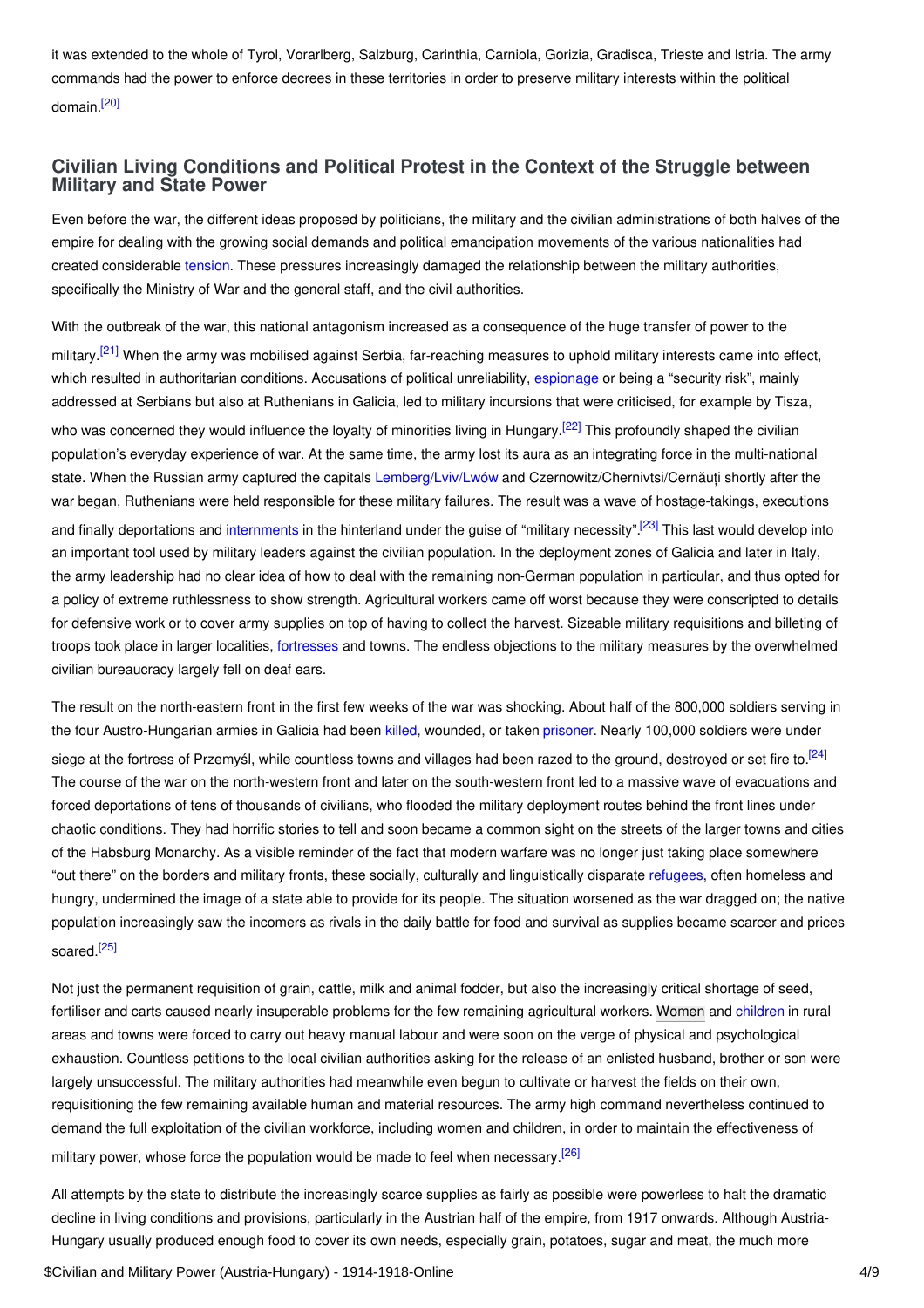it was extended to the whole of Tyrol, Vorarlberg, Salzburg, Carinthia, Carniola, Gorizia, Gradisca, Trieste and Istria. The army commands had the power to enforce decrees in these territories in order to preserve military interests within the political domain.[20]

## Civilian Living Conditions and Political Protest in the Context of the Struggle between Military and State Power

Even before the war, the different ideas proposed by politicians, the military and the civilian administrations of both halves of the empire for dealing with the growing social demands and political emancipation movements of the various nationalities had created considerable tension. These pressures increasingly damaged the relationship between the military authorities, specifically the Ministry of War and the general staff, and the civil authorities.

With the outbreak of the war, this national antagonism increased as a consequence of the huge transfer of power to the military.[21] When the army was mobilised against Serbia, far-reaching measures to uphold military interests came into effect, which resulted in authoritarian conditions. Accusations of political unreliability, espionage or being a "security risk", mainly addressed at Serbians but also at Ruthenians in Galicia, led to military incursions that were criticised, for example by Tisza, who was concerned they would influence the loyalty of minorities living in Hungary.[22] This profoundly shaped the civilian population's everyday experience of war. At the same time, the army lost its aura as an integrating force in the multi-national state. When the Russian army captured the capitals Lemberg/Lviv/Lwów and Czernowitz/Chernivtsi/Cernăuți shortly after the war began, Ruthenians were held responsible for these military failures. The result was a wave of hostage-takings, executions and finally deportations and internments in the hinterland under the guise of "military necessity".[23] This last would develop into an important tool used by military leaders against the civilian population. In the deployment zones of Galicia and later in Italy, the army leadership had no clear idea of how to deal with the remaining non-German population in particular, and thus opted for a policy of extreme ruthlessness to show strength. Agricultural workers came off worst because they were conscripted to details for defensive work or to cover army supplies on top of having to collect the harvest. Sizeable military requisitions and billeting of troops took place in larger localities, fortresses and towns. The endless objections to the military measures by the overwhelmed civilian bureaucracy largely fell on deaf ears.

The result on the north-eastern front in the first few weeks of the war was shocking. About half of the 800,000 soldiers serving in the four Austro-Hungarian armies in Galicia had been killed, wounded, or taken prisoner. Nearly 100,000 soldiers were under siege at the fortress of Przemyśl, while countless towns and villages had been razed to the ground, destroyed or set fire to.[24] The course of the war on the north-western front and later on the south-western front led to a massive wave of evacuations and forced deportations of tens of thousands of civilians, who flooded the military deployment routes behind the front lines under chaotic conditions. They had horrific stories to tell and soon became a common sight on the streets of the larger towns and cities of the Habsburg Monarchy. As a visible reminder of the fact that modern warfare was no longer just taking place somewhere "out there" on the borders and military fronts, these socially, culturally and linguistically disparate refugees, often homeless and hungry, undermined the image of a state able to provide for its people. The situation worsened as the war dragged on; the native population increasingly saw the incomers as rivals in the daily battle for food and survival as supplies became scarcer and prices soared.[25]

Not just the permanent requisition of grain, cattle, milk and animal fodder, but also the increasingly critical shortage of seed, fertiliser and carts caused nearly insuperable problems for the few remaining agricultural workers. Women and children in rural areas and towns were forced to carry out heavy manual labour and were soon on the verge of physical and psychological exhaustion. Countless petitions to the local civilian authorities asking for the release of an enlisted husband, brother or son were largely unsuccessful. The military authorities had meanwhile even begun to cultivate or harvest the fields on their own, requisitioning the few remaining available human and material resources. The army high command nevertheless continued to demand the full exploitation of the civilian workforce, including women and children, in order to maintain the effectiveness of military power, whose force the population would be made to feel when necessary.[26]

All attempts by the state to distribute the increasingly scarce supplies as fairly as possible were powerless to halt the dramatic decline in living conditions and provisions, particularly in the Austrian half of the empire, from 1917 onwards. Although Austria-Hungary usually produced enough food to cover its own needs, especially grain, potatoes, sugar and meat, the much more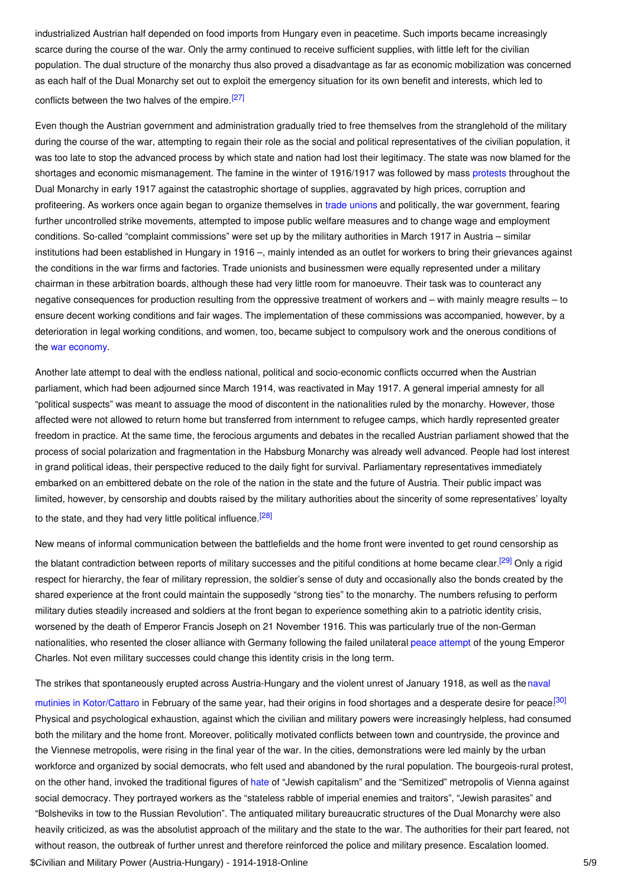industrialized Austrian half depended on food imports from Hungary even in peacetime. Such imports became increasingly scarce during the course of the war. Only the army continued to receive sufficient supplies, with little left for the civilian population. The dual structure of the monarchy thus also proved a disadvantage as far as economic mobilization was concerned as each half of the Dual Monarchy set out to exploit the emergency situation for its own benefit and interests, which led to conflicts between the two halves of the empire.[27]

Even though the Austrian government and administration gradually tried to free themselves from the stranglehold of the military during the course of the war, attempting to regain their role as the social and political representatives of the civilian population, it was too late to stop the advanced process by which state and nation had lost their legitimacy. The state was now blamed for the shortages and economic mismanagement. The famine in the winter of 1916/1917 was followed by mass protests throughout the Dual Monarchy in early 1917 against the catastrophic shortage of supplies, aggravated by high prices, corruption and profiteering. As workers once again began to organize themselves in trade unions and politically, the war government, fearing further uncontrolled strike movements, attempted to impose public welfare measures and to change wage and employment conditions. So-called "complaint commissions" were set up by the military authorities in March 1917 in Austria – similar institutions had been established in Hungary in 1916 –, mainly intended as an outlet for workers to bring their grievances against the conditions in the war firms and factories. Trade unionists and businessmen were equally represented under a military chairman in these arbitration boards, although these had very little room for manoeuvre. Their task was to counteract any negative consequences for production resulting from the oppressive treatment of workers and – with mainly meagre results – to ensure decent working conditions and fair wages. The implementation of these commissions was accompanied, however, by a deterioration in legal working conditions, and women, too, became subject to compulsory work and the onerous conditions of the war economy.

Another late attempt to deal with the endless national, political and socio-economic conflicts occurred when the Austrian parliament, which had been adjourned since March 1914, was reactivated in May 1917. A general imperial amnesty for all "political suspects" was meant to assuage the mood of discontent in the nationalities ruled by the monarchy. However, those affected were not allowed to return home but transferred from internment to refugee camps, which hardly represented greater freedom in practice. At the same time, the ferocious arguments and debates in the recalled Austrian parliament showed that the process of social polarization and fragmentation in the Habsburg Monarchy was already well advanced. People had lost interest in grand political ideas, their perspective reduced to the daily fight for survival. Parliamentary representatives immediately embarked on an embittered debate on the role of the nation in the state and the future of Austria. Their public impact was limited, however, by censorship and doubts raised by the military authorities about the sincerity of some representatives' loyalty to the state, and they had very little political influence.[28]

New means of informal communication between the battlefields and the home front were invented to get round censorship as the blatant contradiction between reports of military successes and the pitiful conditions at home became clear.[29] Only a rigid respect for hierarchy, the fear of military repression, the soldier's sense of duty and occasionally also the bonds created by the shared experience at the front could maintain the supposedly "strong ties" to the monarchy. The numbers refusing to perform military duties steadily increased and soldiers at the front began to experience something akin to a patriotic identity crisis, worsened by the death of Emperor Francis Joseph on 21 November 1916. This was particularly true of the non-German nationalities, who resented the closer alliance with Germany following the failed unilateral peace attempt of the young Emperor Charles. Not even military successes could change this identity crisis in the long term.

The strikes that spontaneously erupted across Austria-Hungary and the violent unrest of January 1918, as well as the naval mutinies in Kotor/Cattaro in February of the same year, had their origins in food shortages and a desperate desire for peace.[30] Physical and psychological exhaustion, against which the civilian and military powers were increasingly helpless, had consumed both the military and the home front. Moreover, politically motivated conflicts between town and countryside, the province and the Viennese metropolis, were rising in the final year of the war. In the cities, demonstrations were led mainly by the urban workforce and organized by social democrats, who felt used and abandoned by the rural population. The bourgeois-rural protest, on the other hand, invoked the traditional figures of hate of "Jewish capitalism" and the "Semitized" metropolis of Vienna against social democracy. They portrayed workers as the "stateless rabble of imperial enemies and traitors", "Jewish parasites" and "Bolsheviks in tow to the Russian Revolution". The antiquated military bureaucratic structures of the Dual Monarchy were also heavily criticized, as was the absolutist approach of the military and the state to the war. The authorities for their part feared, not without reason, the outbreak of further unrest and therefore reinforced the police and military presence. Escalation loomed.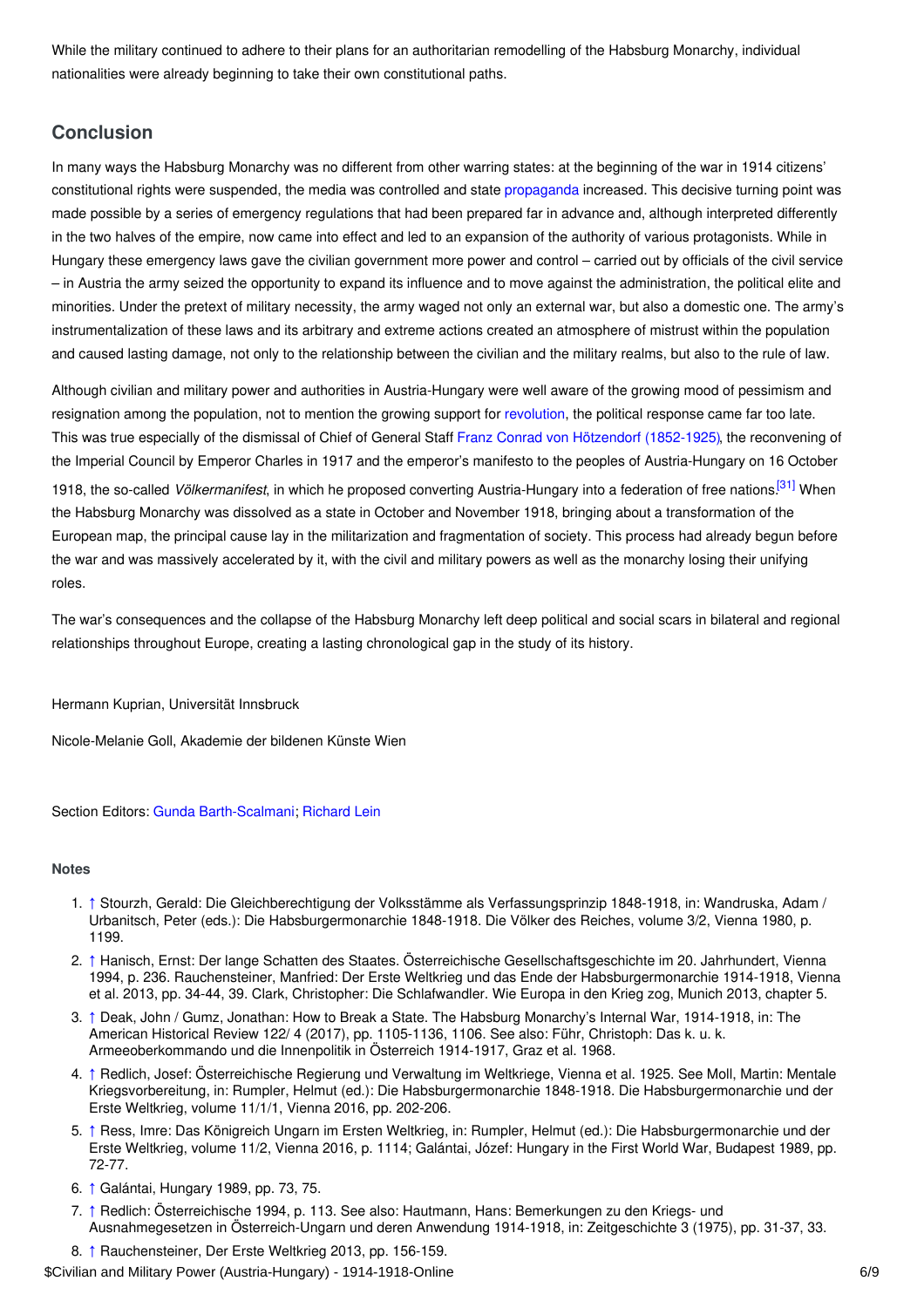While the military continued to adhere to their plans for an authoritarian remodelling of the Habsburg Monarchy, individual nationalities were already beginning to take their own constitutional paths.

## Conclusion

In many ways the Habsburg Monarchy was no different from other warring states: at the beginning of the war in 1914 citizens' constitutional rights were suspended, the media was controlled and state propaganda increased. This decisive turning point was made possible by a series of emergency regulations that had been prepared far in advance and, although interpreted differently in the two halves of the empire, now came into effect and led to an expansion of the authority of various protagonists. While in Hungary these emergency laws gave the civilian government more power and control – carried out by officials of the civil service – in Austria the army seized the opportunity to expand its influence and to move against the administration, the political elite and minorities. Under the pretext of military necessity, the army waged not only an external war, but also a domestic one. The army's instrumentalization of these laws and its arbitrary and extreme actions created an atmosphere of mistrust within the population and caused lasting damage, not only to the relationship between the civilian and the military realms, but also to the rule of law.

Although civilian and military power and authorities in Austria-Hungary were well aware of the growing mood of pessimism and resignation among the population, not to mention the growing support for revolution, the political response came far too late. This was true especially of the dismissal of Chief of General Staff Franz Conrad von Hötzendorf (1852-1925), the reconvening of the Imperial Council by Emperor Charles in 1917 and the emperor's manifesto to the peoples of Austria-Hungary on 16 October 1918, the so-called *Völkermanifest*, in which he proposed converting Austria-Hungary into a federation of free nations.[31] When the Habsburg Monarchy was dissolved as a state in October and November 1918, bringing about a transformation of the European map, the principal cause lay in the militarization and fragmentation of society. This process had already begun before the war and was massively accelerated by it, with the civil and military powers as well as the monarchy losing their unifying roles.

The war's consequences and the collapse of the Habsburg Monarchy left deep political and social scars in bilateral and regional relationships throughout Europe, creating a lasting chronological gap in the study of its history.

Hermann Kuprian, Universität Innsbruck

Nicole-Melanie Goll, Akademie der bildenen Künste Wien

Section Editors: Gunda Barth-Scalmani; Richard Lein

#### Notes

1. ↑ Stourzh, Gerald: Die Gleichberechtigung der Volksstämme als Verfassungsprinzip 1848-1918, in: Wandruska, Adam / Urbanitsch, Peter (eds.): Die Habsburgermonarchie 1848-1918. Die Völker des Reiches, volume 3/2, Vienna 1980, p. 1199.
2. ↑ Hanisch, Ernst: Der lange Schatten des Staates. Österreichische Gesellschaftsgeschichte im 20. Jahrhundert, Vienna 1994, p. 236. Rauchensteiner, Manfried: Der Erste Weltkrieg und das Ende der Habsburgermonarchie 1914-1918, Vienna et al. 2013, pp. 34-44, 39. Clark, Christopher: Die Schlafwandler. Wie Europa in den Krieg zog, Munich 2013, chapter 5.
3. ↑ Deak, John / Gumz, Jonathan: How to Break a State. The Habsburg Monarchy's Internal War, 1914-1918, in: The American Historical Review 122/ 4 (2017), pp. 1105-1136, 1106. See also: Führ, Christoph: Das k. u. k. Armeeoberkommando und die Innenpolitik in Österreich 1914-1917, Graz et al. 1968.
4. ↑ Redlich, Josef: Österreichische Regierung und Verwaltung im Weltkriege, Vienna et al. 1925. See Moll, Martin: Mentale Kriegsvorbereitung, in: Rumpler, Helmut (ed.): Die Habsburgermonarchie 1848-1918. Die Habsburgermonarchie und der Erste Weltkrieg, volume 11/1/1, Vienna 2016, pp. 202-206.
5. ↑ Ress, Imre: Das Königreich Ungarn im Ersten Weltkrieg, in: Rumpler, Helmut (ed.): Die Habsburgermonarchie und der Erste Weltkrieg, volume 11/2, Vienna 2016, p. 1114; Galántai, József: Hungary in the First World War, Budapest 1989, pp. 72-77.
6. ↑ Galántai, Hungary 1989, pp. 73, 75.
7. ↑ Redlich: Österreichische 1994, p. 113. See also: Hautmann, Hans: Bemerkungen zu den Kriegs- und Ausnahmegesetzen in Österreich-Ungarn und deren Anwendung 1914-1918, in: Zeitgeschichte 3 (1975), pp. 31-37, 33.
8. ↑ Rauchensteiner, Der Erste Weltkrieg 2013, pp. 156-159.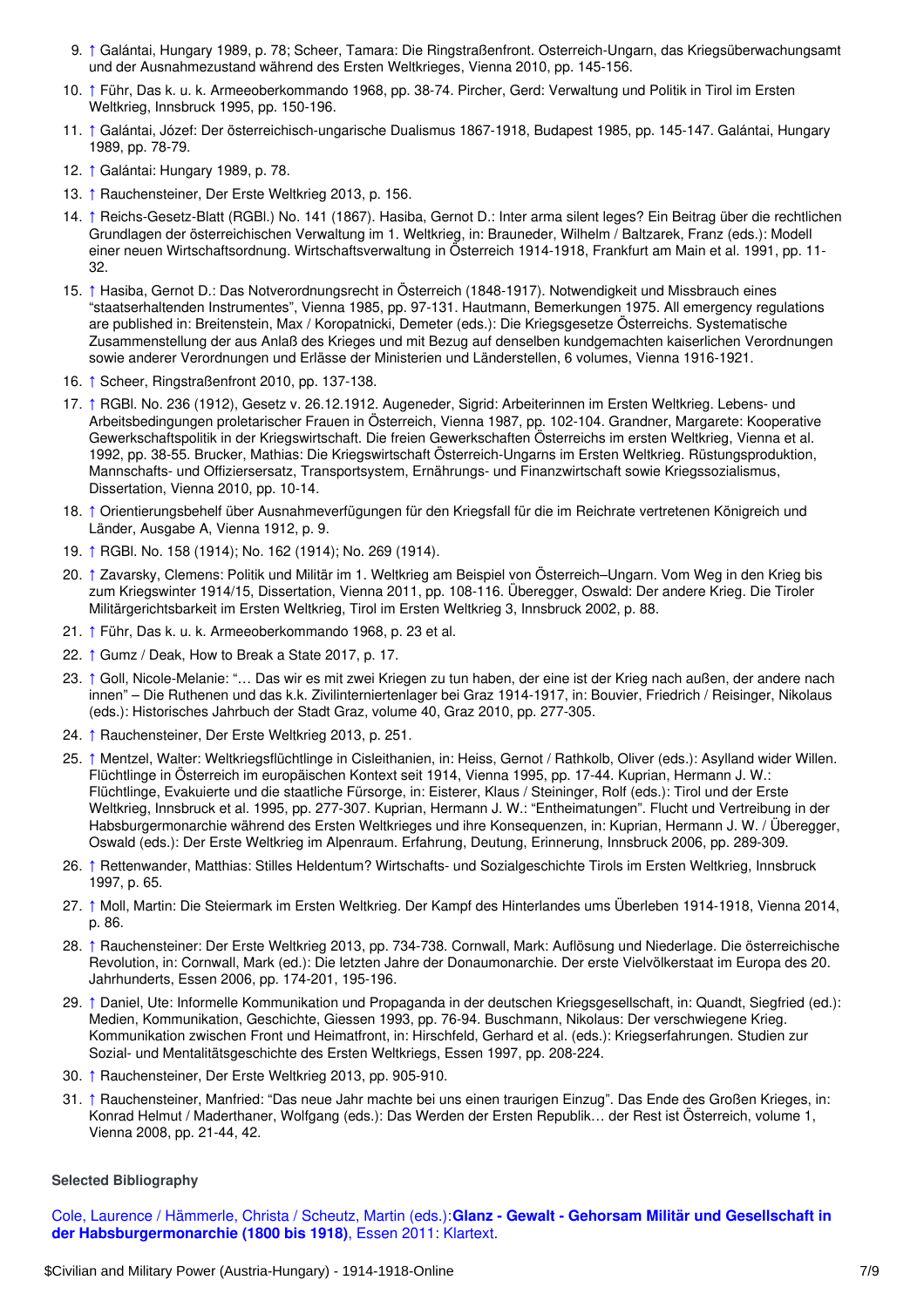9. ↑ Galántai, Hungary 1989, p. 78; Scheer, Tamara: Die Ringstraßenfront. Osterreich-Ungarn, das Kriegsüberwachungsamt und der Ausnahmezustand während des Ersten Weltkrieges, Vienna 2010, pp. 145-156.
10. ↑ Führ, Das k. u. k. Armeeoberkommando 1968, pp. 38-74. Pircher, Gerd: Verwaltung und Politik in Tirol im Ersten Weltkrieg, Innsbruck 1995, pp. 150-196.
11. ↑ Galántai, József: Der österreichisch-ungarische Dualismus 1867-1918, Budapest 1985, pp. 145-147. Galántai, Hungary 1989, pp. 78-79.
12. ↑ Galántai: Hungary 1989, p. 78.
13. ↑ Rauchensteiner, Der Erste Weltkrieg 2013, p. 156.
14. ↑ Reichs-Gesetz-Blatt (RGBl.) No. 141 (1867). Hasiba, Gernot D.: Inter arma silent leges? Ein Beitrag über die rechtlichen Grundlagen der österreichischen Verwaltung im 1. Weltkrieg, in: Brauneder, Wilhelm / Baltzarek, Franz (eds.): Modell einer neuen Wirtschaftsordnung. Wirtschaftsverwaltung in Österreich 1914-1918, Frankfurt am Main et al. 1991, pp. 11-32.
15. ↑ Hasiba, Gernot D.: Das Notverordnungsrecht in Österreich (1848-1917). Notwendigkeit und Missbrauch eines "staatserhaltenden Instrumentes", Vienna 1985, pp. 97-131. Hautmann, Bemerkungen 1975. All emergency regulations are published in: Breitenstein, Max / Koropatnicki, Demeter (eds.): Die Kriegsgesetze Österreichs. Systematische Zusammenstellung der aus Anlaß des Krieges und mit Bezug auf denselben kundgemachten kaiserlichen Verordnungen sowie anderer Verordnungen und Erlässe der Ministerien und Länderstellen, 6 volumes, Vienna 1916-1921.
16. ↑ Scheer, Ringstraßenfront 2010, pp. 137-138.
17. ↑ RGBl. No. 236 (1912), Gesetz v. 26.12.1912. Augeneder, Sigrid: Arbeiterinnen im Ersten Weltkrieg. Lebens- und Arbeitsbedingungen proletarischer Frauen in Österreich, Vienna 1987, pp. 102-104. Grandner, Margarete: Kooperative Gewerkschaftspolitik in der Kriegswirtschaft. Die freien Gewerkschaften Österreichs im ersten Weltkrieg, Vienna et al. 1992, pp. 38-55. Brucker, Mathias: Die Kriegswirtschaft Österreich-Ungarns im Ersten Weltkrieg. Rüstungsproduktion, Mannschafts- und Offiziersersatz, Transportsystem, Ernährungs- und Finanzwirtschaft sowie Kriegssozialismus, Dissertation, Vienna 2010, pp. 10-14.
18. ↑ Orientierungsbehelf über Ausnahmeverfügungen für den Kriegsfall für die im Reichrate vertretenen Königreich und Länder, Ausgabe A, Vienna 1912, p. 9.
19. ↑ RGBl. No. 158 (1914); No. 162 (1914); No. 269 (1914).
20. ↑ Zavarsky, Clemens: Politik und Militär im 1. Weltkrieg am Beispiel von Österreich–Ungarn. Vom Weg in den Krieg bis zum Kriegswinter 1914/15, Dissertation, Vienna 2011, pp. 108-116. Überegger, Oswald: Der andere Krieg. Die Tiroler Militärgerichtsbarkeit im Ersten Weltkrieg, Tirol im Ersten Weltkrieg 3, Innsbruck 2002, p. 88.
21. ↑ Führ, Das k. u. k. Armeeoberkommando 1968, p. 23 et al.
22. ↑ Gumz / Deak, How to Break a State 2017, p. 17.
23. ↑ Goll, Nicole-Melanie: "… Das wir es mit zwei Kriegen zu tun haben, der eine ist der Krieg nach außen, der andere nach innen" – Die Ruthenen und das k.k. Zivilinterniertenlager bei Graz 1914-1917, in: Bouvier, Friedrich / Reisinger, Nikolaus (eds.): Historisches Jahrbuch der Stadt Graz, volume 40, Graz 2010, pp. 277-305.
24. ↑ Rauchensteiner, Der Erste Weltkrieg 2013, p. 251.
25. ↑ Mentzel, Walter: Weltkriegsflüchtlinge in Cisleithanien, in: Heiss, Gernot / Rathkolb, Oliver (eds.): Asylland wider Willen. Flüchtlinge in Österreich im europäischen Kontext seit 1914, Vienna 1995, pp. 17-44. Kuprian, Hermann J. W.: Flüchtlinge, Evakuierte und die staatliche Fürsorge, in: Eisterer, Klaus / Steininger, Rolf (eds.): Tirol und der Erste Weltkrieg, Innsbruck et al. 1995, pp. 277-307. Kuprian, Hermann J. W.: "Entheimatungen". Flucht und Vertreibung in der Habsburgermonarchie während des Ersten Weltkrieges und ihre Konsequenzen, in: Kuprian, Hermann J. W. / Überegger, Oswald (eds.): Der Erste Weltkrieg im Alpenraum. Erfahrung, Deutung, Erinnerung, Innsbruck 2006, pp. 289-309.
26. ↑ Rettenwander, Matthias: Stilles Heldentum? Wirtschafts- und Sozialgeschichte Tirols im Ersten Weltkrieg, Innsbruck 1997, p. 65.
27. ↑ Moll, Martin: Die Steiermark im Ersten Weltkrieg. Der Kampf des Hinterlandes ums Überleben 1914-1918, Vienna 2014, p. 86.
28. ↑ Rauchensteiner: Der Erste Weltkrieg 2013, pp. 734-738. Cornwall, Mark: Auflösung und Niederlage. Die österreichische Revolution, in: Cornwall, Mark (ed.): Die letzten Jahre der Donaumonarchie. Der erste Vielvölkerstaat im Europa des 20. Jahrhunderts, Essen 2006, pp. 174-201, 195-196.
29. ↑ Daniel, Ute: Informelle Kommunikation und Propaganda in der deutschen Kriegsgesellschaft, in: Quandt, Siegfried (ed.): Medien, Kommunikation, Geschichte, Giessen 1993, pp. 76-94. Buschmann, Nikolaus: Der verschwiegene Krieg. Kommunikation zwischen Front und Heimatfront, in: Hirschfeld, Gerhard et al. (eds.): Kriegserfahrungen. Studien zur Sozial- und Mentalitätsgeschichte des Ersten Weltkriegs, Essen 1997, pp. 208-224.
30. ↑ Rauchensteiner, Der Erste Weltkrieg 2013, pp. 905-910.
31. ↑ Rauchensteiner, Manfried: "Das neue Jahr machte bei uns einen traurigen Einzug". Das Ende des Großen Krieges, in: Konrad Helmut / Maderthaner, Wolfgang (eds.): Das Werden der Ersten Republik… der Rest ist Österreich, volume 1, Vienna 2008, pp. 21-44, 42.

### Selected Bibliography

Cole, Laurence / Hämmerle, Christa / Scheutz, Martin (eds.): **Glanz - Gewalt - Gehorsam Militär und Gesellschaft in der Habsburgermonarchie (1800 bis 1918)**, Essen 2011: Klartext.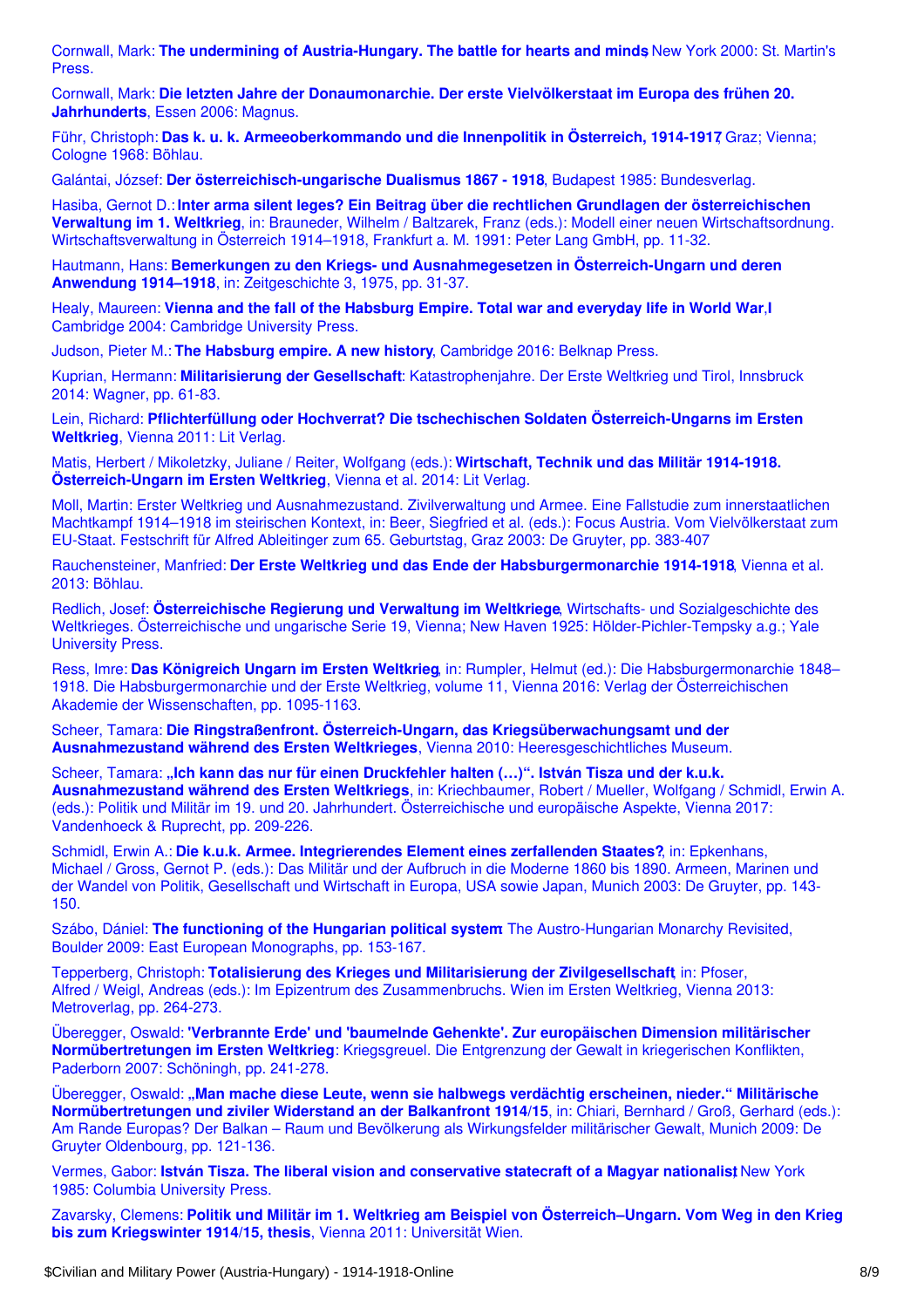Cornwall, Mark: **The undermining of Austria-Hungary. The battle for hearts and minds**, New York 2000: St. Martin's Press.

Cornwall, Mark: **Die letzten Jahre der Donaumonarchie. Der erste Vielvölkerstaat im Europa des frühen 20. Jahrhunderts**, Essen 2006: Magnus.

Führ, Christoph: **Das k. u. k. Armeeoberkommando und die Innenpolitik in Österreich, 1914-1917**, Graz; Vienna; Cologne 1968: Böhlau.

Galántai, József: **Der österreichisch-ungarische Dualismus 1867 - 1918**, Budapest 1985: Bundesverlag.

Hasiba, Gernot D.: **Inter arma silent leges? Ein Beitrag über die rechtlichen Grundlagen der österreichischen Verwaltung im 1. Weltkrieg**, in: Brauneder, Wilhelm / Baltzarek, Franz (eds.): Modell einer neuen Wirtschaftsordnung. Wirtschaftsverwaltung in Österreich 1914–1918, Frankfurt a. M. 1991: Peter Lang GmbH, pp. 11-32.

Hautmann, Hans: **Bemerkungen zu den Kriegs- und Ausnahmegesetzen in Österreich-Ungarn und deren Anwendung 1914–1918**, in: Zeitgeschichte 3, 1975, pp. 31-37.

Healy, Maureen: **Vienna and the fall of the Habsburg Empire. Total war and everyday life in World War I**, Cambridge 2004: Cambridge University Press.

Judson, Pieter M.: **The Habsburg empire. A new history**, Cambridge 2016: Belknap Press.

Kuprian, Hermann: **Militarisierung der Gesellschaft**: Katastrophenjahre. Der Erste Weltkrieg und Tirol, Innsbruck 2014: Wagner, pp. 61-83.

Lein, Richard: **Pflichterfüllung oder Hochverrat? Die tschechischen Soldaten Österreich-Ungarns im Ersten Weltkrieg**, Vienna 2011: Lit Verlag.

Matis, Herbert / Mikoletzky, Juliane / Reiter, Wolfgang (eds.): **Wirtschaft, Technik und das Militär 1914-1918. Österreich-Ungarn im Ersten Weltkrieg**, Vienna et al. 2014: Lit Verlag.

Moll, Martin: Erster Weltkrieg und Ausnahmezustand. Zivilverwaltung und Armee. Eine Fallstudie zum innerstaatlichen Machtkampf 1914–1918 im steirischen Kontext, in: Beer, Siegfried et al. (eds.): Focus Austria. Vom Vielvölkerstaat zum EU-Staat. Festschrift für Alfred Ableitinger zum 65. Geburtstag, Graz 2003: De Gruyter, pp. 383-407

Rauchensteiner, Manfried: **Der Erste Weltkrieg und das Ende der Habsburgermonarchie 1914-1918**, Vienna et al. 2013: Böhlau.

Redlich, Josef: **Österreichische Regierung und Verwaltung im Weltkriege**, Wirtschafts- und Sozialgeschichte des Weltkrieges. Österreichische und ungarische Serie 19, Vienna; New Haven 1925: Hölder-Pichler-Tempsky a.g.; Yale University Press.

Ress, Imre: **Das Königreich Ungarn im Ersten Weltkrieg**, in: Rumpler, Helmut (ed.): Die Habsburgermonarchie 1848–1918. Die Habsburgermonarchie und der Erste Weltkrieg, volume 11, Vienna 2016: Verlag der Österreichischen Akademie der Wissenschaften, pp. 1095-1163.

Scheer, Tamara: **Die Ringstraßenfront. Österreich-Ungarn, das Kriegsüberwachungsamt und der Ausnahmezustand während des Ersten Weltkrieges**, Vienna 2010: Heeresgeschichtliches Museum.

Scheer, Tamara: **„Ich kann das nur für einen Druckfehler halten (…)". István Tisza und der k.u.k. Ausnahmezustand während des Ersten Weltkriegs**, in: Kriechbaumer, Robert / Mueller, Wolfgang / Schmidl, Erwin A. (eds.): Politik und Militär im 19. und 20. Jahrhundert. Österreichische und europäische Aspekte, Vienna 2017: Vandenhoeck & Ruprecht, pp. 209-226.

Schmidl, Erwin A.: **Die k.u.k. Armee. Integrierendes Element eines zerfallenden Staates?**, in: Epkenhans, Michael / Gross, Gernot P. (eds.): Das Militär und der Aufbruch in die Moderne 1860 bis 1890. Armeen, Marinen und der Wandel von Politik, Gesellschaft und Wirtschaft in Europa, USA sowie Japan, Munich 2003: De Gruyter, pp. 143-150.

Szábo, Dániel: **The functioning of the Hungarian political system**: The Austro-Hungarian Monarchy Revisited, Boulder 2009: East European Monographs, pp. 153-167.

Tepperberg, Christoph: **Totalisierung des Krieges und Militarisierung der Zivilgesellschaft**, in: Pfoser, Alfred / Weigl, Andreas (eds.): Im Epizentrum des Zusammenbruchs. Wien im Ersten Weltkrieg, Vienna 2013: Metroverlag, pp. 264-273.

Überegger, Oswald: **'Verbrannte Erde' und 'baumelnde Gehenkte'. Zur europäischen Dimension militärischer Normübertretungen im Ersten Weltkrieg**: Kriegsgreuel. Die Entgrenzung der Gewalt in kriegerischen Konflikten, Paderborn 2007: Schöningh, pp. 241-278.

Überegger, Oswald: **„Man mache diese Leute, wenn sie halbwegs verdächtig erscheinen, nieder." Militärische Normübertretungen und ziviler Widerstand an der Balkanfront 1914/15**, in: Chiari, Bernhard / Groß, Gerhard (eds.): Am Rande Europas? Der Balkan – Raum und Bevölkerung als Wirkungsfelder militärischer Gewalt, Munich 2009: De Gruyter Oldenbourg, pp. 121-136.

Vermes, Gabor: **István Tisza. The liberal vision and conservative statecraft of a Magyar nationalist**, New York 1985: Columbia University Press.

Zavarsky, Clemens: **Politik und Militär im 1. Weltkrieg am Beispiel von Österreich–Ungarn. Vom Weg in den Krieg bis zum Kriegswinter 1914/15, thesis**, Vienna 2011: Universität Wien.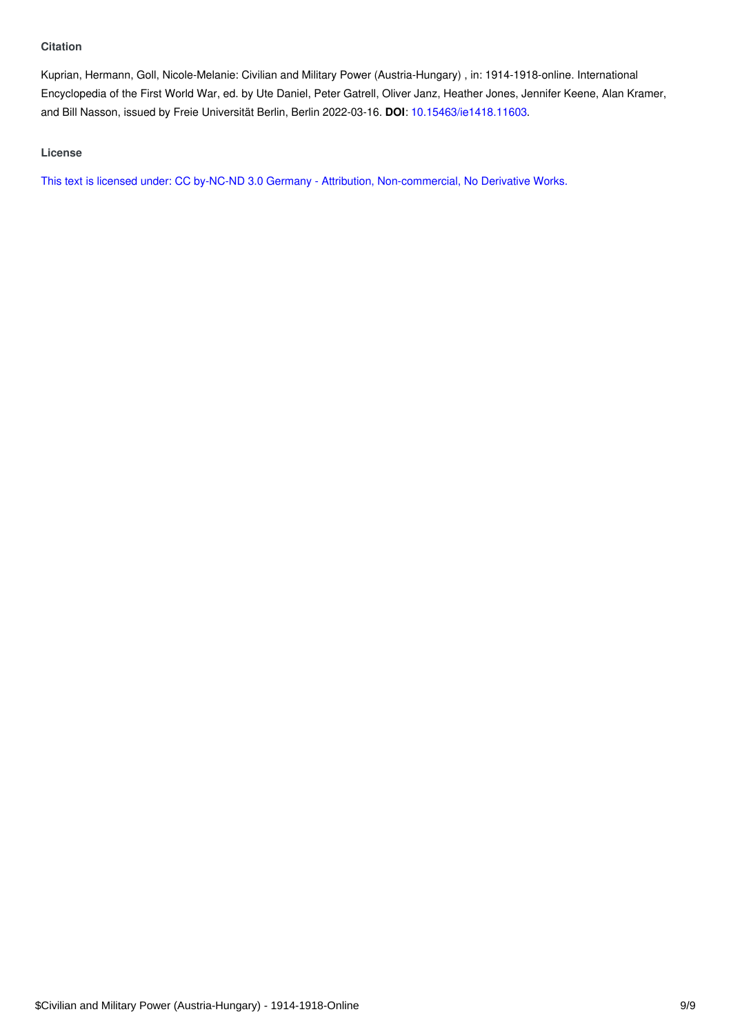**Citation**

Kuprian, Hermann, Goll, Nicole-Melanie: Civilian and Military Power (Austria-Hungary) , in: 1914-1918-online. International Encyclopedia of the First World War, ed. by Ute Daniel, Peter Gatrell, Oliver Janz, Heather Jones, Jennifer Keene, Alan Kramer, and Bill Nasson, issued by Freie Universität Berlin, Berlin 2022-03-16. **DOI**: 10.15463/ie1418.11603.

**License**

This text is licensed under: CC by-NC-ND 3.0 Germany - Attribution, Non-commercial, No Derivative Works.